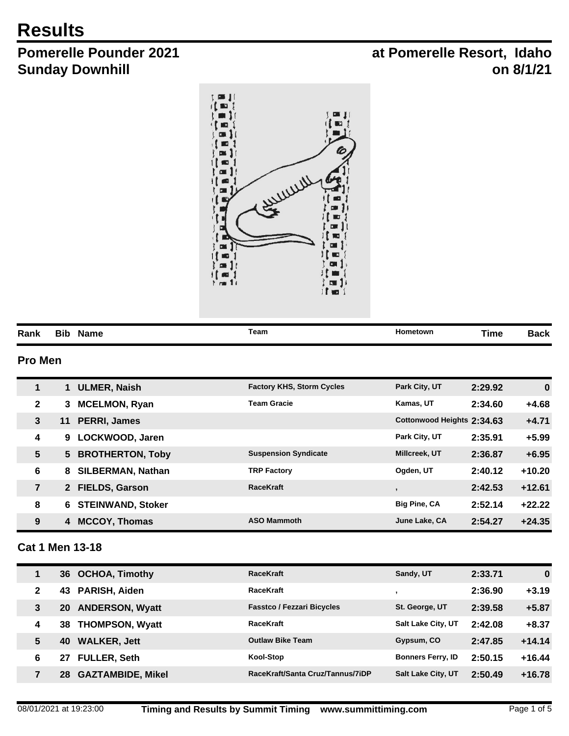# Results

## Pomerelle Pounder 2021 at Pomerelle Resort, Idaho

## Sunday Downhill on 8/1/21

| Rank | Bib | Name | Team | Hometown | Time | Back |
|---|---|---|---|---|---|---|

### Pro Men

| Rank | Bib | Name | Team | Hometown | Time | Back |
|---|---|---|---|---|---|---|
| 1 | 1 | ULMER, Naish | Factory KHS, Storm Cycles | Park City, UT | 2:29.92 | 0 |
| 2 | 3 | MCELMON, Ryan | Team Gracie | Kamas, UT | 2:34.60 | +4.68 |
| 3 | 11 | PERRI, James | | Cottonwood Heights | 2:34.63 | +4.71 |
| 4 | 9 | LOCKWOOD, Jaren | | Park City, UT | 2:35.91 | +5.99 |
| 5 | 5 | BROTHERTON, Toby | Suspension Syndicate | Millcreek, UT | 2:36.87 | +6.95 |
| 6 | 8 | SILBERMAN, Nathan | TRP Factory | Ogden, UT | 2:40.12 | +10.20 |
| 7 | 2 | FIELDS, Garson | RaceKraft | , | 2:42.53 | +12.61 |
| 8 | 6 | STEINWAND, Stoker | | Big Pine, CA | 2:52.14 | +22.22 |
| 9 | 4 | MCCOY, Thomas | ASO Mammoth | June Lake, CA | 2:54.27 | +24.35 |

### Cat 1 Men 13-18

| Rank | Bib | Name | Team | Hometown | Time | Back |
|---|---|---|---|---|---|---|
| 1 | 36 | OCHOA, Timothy | RaceKraft | Sandy, UT | 2:33.71 | 0 |
| 2 | 43 | PARISH, Aiden | RaceKraft | , | 2:36.90 | +3.19 |
| 3 | 20 | ANDERSON, Wyatt | Fasstco / Fezzari Bicycles | St. George, UT | 2:39.58 | +5.87 |
| 4 | 38 | THOMPSON, Wyatt | RaceKraft | Salt Lake City, UT | 2:42.08 | +8.37 |
| 5 | 40 | WALKER, Jett | Outlaw Bike Team | Gypsum, CO | 2:47.85 | +14.14 |
| 6 | 27 | FULLER, Seth | Kool-Stop | Bonners Ferry, ID | 2:50.15 | +16.44 |
| 7 | 28 | GAZTAMBIDE, Mikel | RaceKraft/Santa Cruz/Tannus/7iDP | Salt Lake City, UT | 2:50.49 | +16.78 |

08/01/2021 at 19:23:00 Timing and Results by Summit Timing www.summittiming.com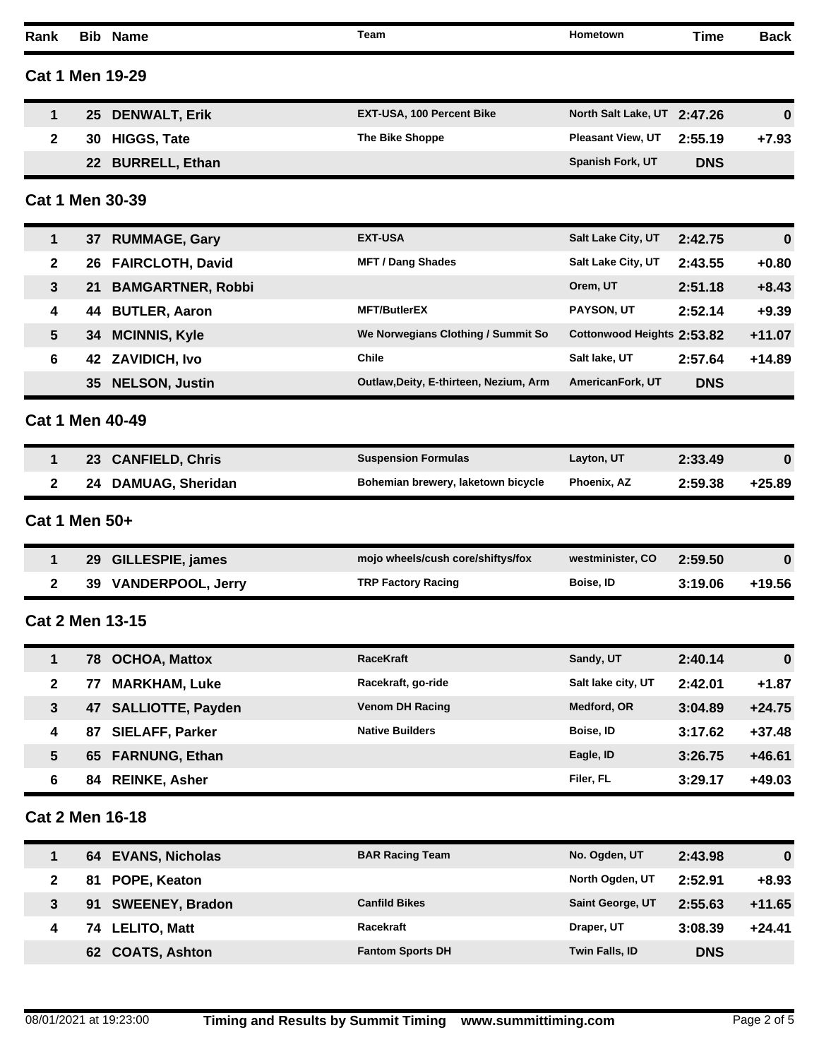| Rank | Bib | Name | Team | Hometown | Time | Back |
|---|---|---|---|---|---|---|

## Cat 1 Men 19-29

| Rank | Bib | Name | Team | Hometown | Time | Back |
|---|---|---|---|---|---|---|
| 1 | 25 | DENWALT, Erik | EXT-USA, 100 Percent Bike | North Salt Lake, UT | 2:47.26 | 0 |
| 2 | 30 | HIGGS, Tate | The Bike Shoppe | Pleasant View, UT | 2:55.19 | +7.93 |
| | 22 | BURRELL, Ethan | | Spanish Fork, UT | DNS | |

## Cat 1 Men 30-39

| Rank | Bib | Name | Team | Hometown | Time | Back |
|---|---|---|---|---|---|---|
| 1 | 37 | RUMMAGE, Gary | EXT-USA | Salt Lake City, UT | 2:42.75 | 0 |
| 2 | 26 | FAIRCLOTH, David | MFT / Dang Shades | Salt Lake City, UT | 2:43.55 | +0.80 |
| 3 | 21 | BAMGARTNER, Robbi | | Orem, UT | 2:51.18 | +8.43 |
| 4 | 44 | BUTLER, Aaron | MFT/ButlerEX | PAYSON, UT | 2:52.14 | +9.39 |
| 5 | 34 | MCINNIS, Kyle | We Norwegians Clothing / Summit So | Cottonwood Heights | 2:53.82 | +11.07 |
| 6 | 42 | ZAVIDICH, Ivo | Chile | Salt lake, UT | 2:57.64 | +14.89 |
| | 35 | NELSON, Justin | Outlaw,Deity, E-thirteen, Nezium, Arm | AmericanFork, UT | DNS | |

## Cat 1 Men 40-49

| Rank | Bib | Name | Team | Hometown | Time | Back |
|---|---|---|---|---|---|---|
| 1 | 23 | CANFIELD, Chris | Suspension Formulas | Layton, UT | 2:33.49 | 0 |
| 2 | 24 | DAMUAG, Sheridan | Bohemian brewery, laketown bicycle | Phoenix, AZ | 2:59.38 | +25.89 |

## Cat 1 Men 50+

| Rank | Bib | Name | Team | Hometown | Time | Back |
|---|---|---|---|---|---|---|
| 1 | 29 | GILLESPIE, james | mojo wheels/cush core/shiftys/fox | westminister, CO | 2:59.50 | 0 |
| 2 | 39 | VANDERPOOL, Jerry | TRP Factory Racing | Boise, ID | 3:19.06 | +19.56 |

## Cat 2 Men 13-15

| Rank | Bib | Name | Team | Hometown | Time | Back |
|---|---|---|---|---|---|---|
| 1 | 78 | OCHOA, Mattox | RaceKraft | Sandy, UT | 2:40.14 | 0 |
| 2 | 77 | MARKHAM, Luke | Racekraft, go-ride | Salt lake city, UT | 2:42.01 | +1.87 |
| 3 | 47 | SALLIOTTE, Payden | Venom DH Racing | Medford, OR | 3:04.89 | +24.75 |
| 4 | 87 | SIELAFF, Parker | Native Builders | Boise, ID | 3:17.62 | +37.48 |
| 5 | 65 | FARNUNG, Ethan | | Eagle, ID | 3:26.75 | +46.61 |
| 6 | 84 | REINKE, Asher | | Filer, FL | 3:29.17 | +49.03 |

## Cat 2 Men 16-18

| Rank | Bib | Name | Team | Hometown | Time | Back |
|---|---|---|---|---|---|---|
| 1 | 64 | EVANS, Nicholas | BAR Racing Team | No. Ogden, UT | 2:43.98 | 0 |
| 2 | 81 | POPE, Keaton | | North Ogden, UT | 2:52.91 | +8.93 |
| 3 | 91 | SWEENEY, Bradon | Canfild Bikes | Saint George, UT | 2:55.63 | +11.65 |
| 4 | 74 | LELITO, Matt | Racekraft | Draper, UT | 3:08.39 | +24.41 |
| | 62 | COATS, Ashton | Fantom Sports DH | Twin Falls, ID | DNS | |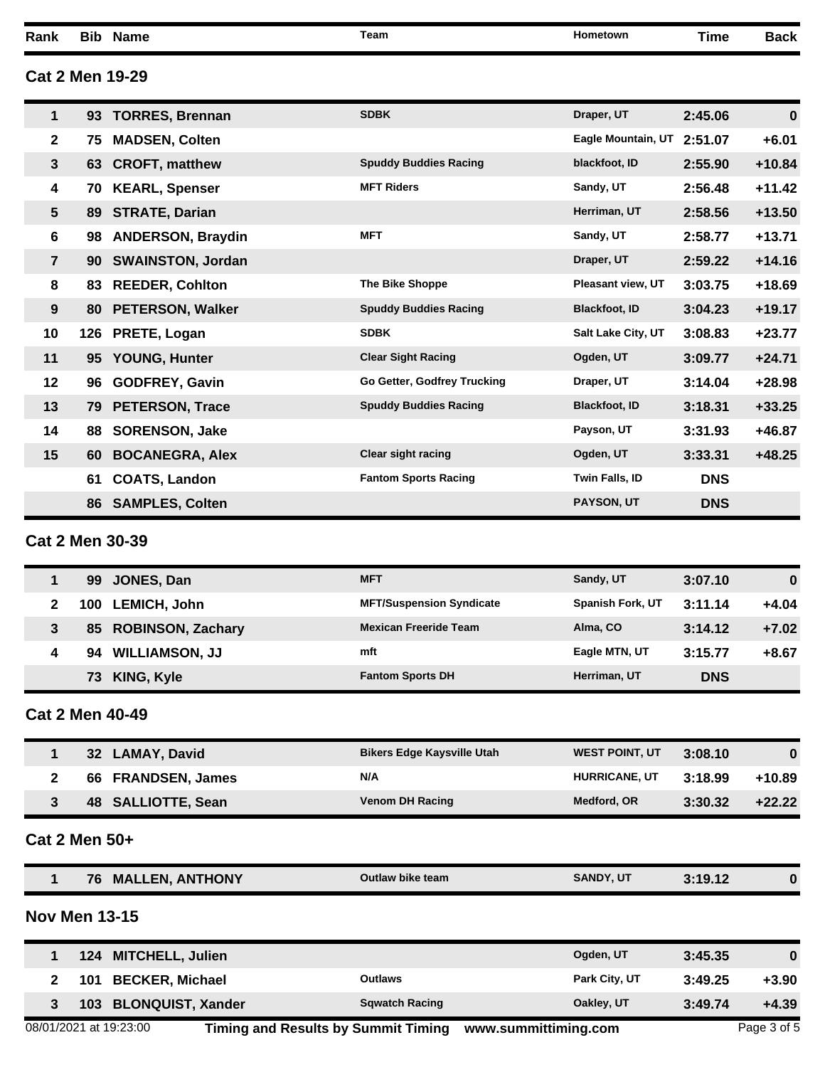| Rank | Bib | Name | Team | Hometown | Time | Back |
|---|---|---|---|---|---|---|

## Cat 2 Men 19-29

| Rank | Bib | Name | Team | Hometown | Time | Back |
|---|---|---|---|---|---|---|
| 1 | 93 | TORRES, Brennan | SDBK | Draper, UT | 2:45.06 | 0 |
| 2 | 75 | MADSEN, Colten | | Eagle Mountain, UT | 2:51.07 | +6.01 |
| 3 | 63 | CROFT, matthew | Spuddy Buddies Racing | blackfoot, ID | 2:55.90 | +10.84 |
| 4 | 70 | KEARL, Spenser | MFT Riders | Sandy, UT | 2:56.48 | +11.42 |
| 5 | 89 | STRATE, Darian | | Herriman, UT | 2:58.56 | +13.50 |
| 6 | 98 | ANDERSON, Braydin | MFT | Sandy, UT | 2:58.77 | +13.71 |
| 7 | 90 | SWAINSTON, Jordan | | Draper, UT | 2:59.22 | +14.16 |
| 8 | 83 | REEDER, Cohlton | The Bike Shoppe | Pleasant view, UT | 3:03.75 | +18.69 |
| 9 | 80 | PETERSON, Walker | Spuddy Buddies Racing | Blackfoot, ID | 3:04.23 | +19.17 |
| 10 | 126 | PRETE, Logan | SDBK | Salt Lake City, UT | 3:08.83 | +23.77 |
| 11 | 95 | YOUNG, Hunter | Clear Sight Racing | Ogden, UT | 3:09.77 | +24.71 |
| 12 | 96 | GODFREY, Gavin | Go Getter, Godfrey Trucking | Draper, UT | 3:14.04 | +28.98 |
| 13 | 79 | PETERSON, Trace | Spuddy Buddies Racing | Blackfoot, ID | 3:18.31 | +33.25 |
| 14 | 88 | SORENSON, Jake | | Payson, UT | 3:31.93 | +46.87 |
| 15 | 60 | BOCANEGRA, Alex | Clear sight racing | Ogden, UT | 3:33.31 | +48.25 |
| | 61 | COATS, Landon | Fantom Sports Racing | Twin Falls, ID | DNS | |
| | 86 | SAMPLES, Colten | | PAYSON, UT | DNS | |

## Cat 2 Men 30-39

| Rank | Bib | Name | Team | Hometown | Time | Back |
|---|---|---|---|---|---|---|
| 1 | 99 | JONES, Dan | MFT | Sandy, UT | 3:07.10 | 0 |
| 2 | 100 | LEMICH, John | MFT/Suspension Syndicate | Spanish Fork, UT | 3:11.14 | +4.04 |
| 3 | 85 | ROBINSON, Zachary | Mexican Freeride Team | Alma, CO | 3:14.12 | +7.02 |
| 4 | 94 | WILLIAMSON, JJ | mft | Eagle MTN, UT | 3:15.77 | +8.67 |
| | 73 | KING, Kyle | Fantom Sports DH | Herriman, UT | DNS | |

## Cat 2 Men 40-49

| Rank | Bib | Name | Team | Hometown | Time | Back |
|---|---|---|---|---|---|---|
| 1 | 32 | LAMAY, David | Bikers Edge Kaysville Utah | WEST POINT, UT | 3:08.10 | 0 |
| 2 | 66 | FRANDSEN, James | N/A | HURRICANE, UT | 3:18.99 | +10.89 |
| 3 | 48 | SALLIOTTE, Sean | Venom DH Racing | Medford, OR | 3:30.32 | +22.22 |

## Cat 2 Men 50+

| Rank | Bib | Name | Team | Hometown | Time | Back |
|---|---|---|---|---|---|---|
| 1 | 76 | MALLEN, ANTHONY | Outlaw bike team | SANDY, UT | 3:19.12 | 0 |

## Nov Men 13-15

| Rank | Bib | Name | Team | Hometown | Time | Back |
|---|---|---|---|---|---|---|
| 1 | 124 | MITCHELL, Julien | | Ogden, UT | 3:45.35 | 0 |
| 2 | 101 | BECKER, Michael | Outlaws | Park City, UT | 3:49.25 | +3.90 |
| 3 | 103 | BLONQUIST, Xander | Sqwatch Racing | Oakley, UT | 3:49.74 | +4.39 |

08/01/2021 at 19:23:00 Timing and Results by Summit Timing www.summittiming.com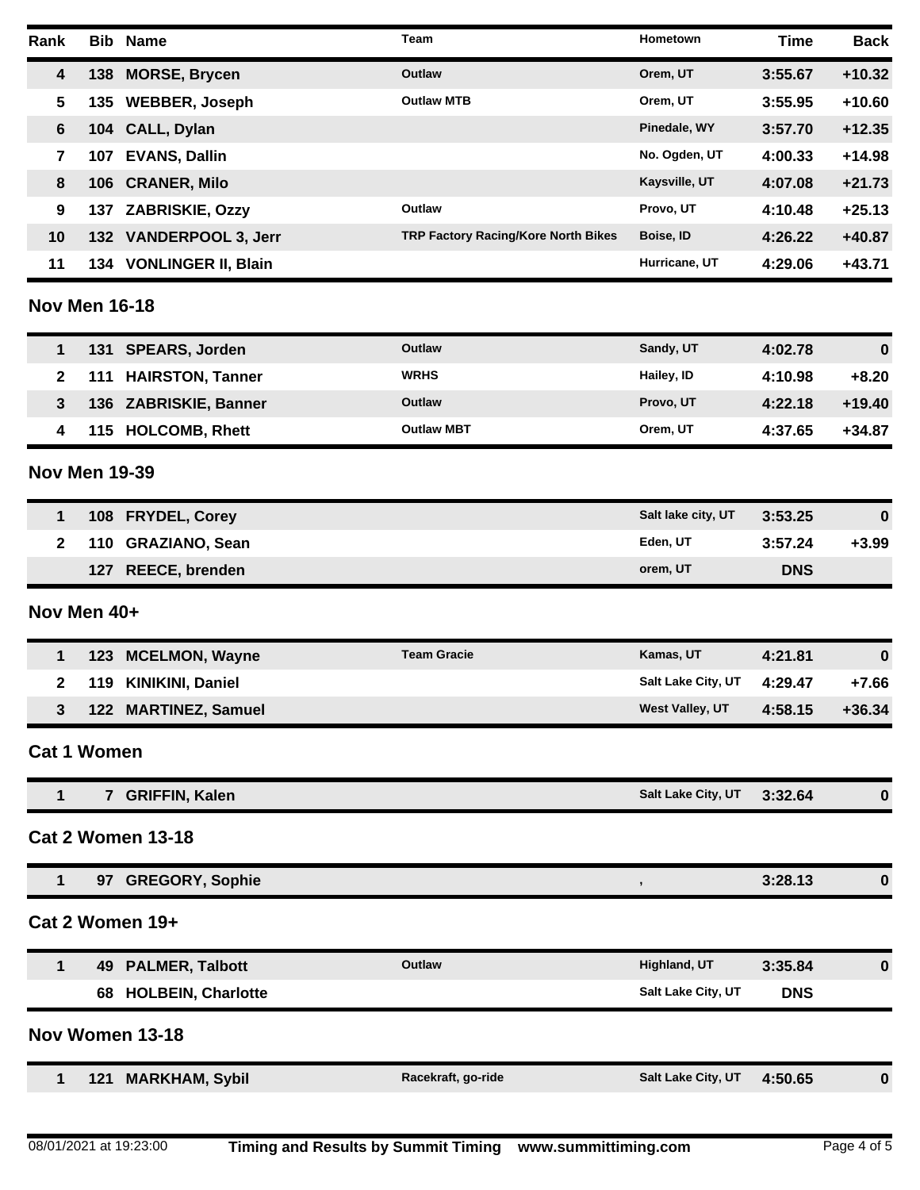| Rank | Bib | Name | Team | Hometown | Time | Back |
|---|---|---|---|---|---|---|
| 4 | 138 | MORSE, Brycen | Outlaw | Orem, UT | 3:55.67 | +10.32 |
| 5 | 135 | WEBBER, Joseph | Outlaw MTB | Orem, UT | 3:55.95 | +10.60 |
| 6 | 104 | CALL, Dylan | | Pinedale, WY | 3:57.70 | +12.35 |
| 7 | 107 | EVANS, Dallin | | No. Ogden, UT | 4:00.33 | +14.98 |
| 8 | 106 | CRANER, Milo | | Kaysville, UT | 4:07.08 | +21.73 |
| 9 | 137 | ZABRISKIE, Ozzy | Outlaw | Provo, UT | 4:10.48 | +25.13 |
| 10 | 132 | VANDERPOOL 3, Jerr | TRP Factory Racing/Kore North Bikes | Boise, ID | 4:26.22 | +40.87 |
| 11 | 134 | VONLINGER II, Blain | | Hurricane, UT | 4:29.06 | +43.71 |

## Nov Men 16-18

| Rank | Bib | Name | Team | Hometown | Time | Back |
|---|---|---|---|---|---|---|
| 1 | 131 | SPEARS, Jorden | Outlaw | Sandy, UT | 4:02.78 | 0 |
| 2 | 111 | HAIRSTON, Tanner | WRHS | Hailey, ID | 4:10.98 | +8.20 |
| 3 | 136 | ZABRISKIE, Banner | Outlaw | Provo, UT | 4:22.18 | +19.40 |
| 4 | 115 | HOLCOMB, Rhett | Outlaw MBT | Orem, UT | 4:37.65 | +34.87 |

## Nov Men 19-39

| Rank | Bib | Name | Team | Hometown | Time | Back |
|---|---|---|---|---|---|---|
| 1 | 108 | FRYDEL, Corey | | Salt lake city, UT | 3:53.25 | 0 |
| 2 | 110 | GRAZIANO, Sean | | Eden, UT | 3:57.24 | +3.99 |
| | 127 | REECE, brenden | | orem, UT | DNS | |

## Nov Men 40+

| Rank | Bib | Name | Team | Hometown | Time | Back |
|---|---|---|---|---|---|---|
| 1 | 123 | MCELMON, Wayne | Team Gracie | Kamas, UT | 4:21.81 | 0 |
| 2 | 119 | KINIKINI, Daniel | | Salt Lake City, UT | 4:29.47 | +7.66 |
| 3 | 122 | MARTINEZ, Samuel | | West Valley, UT | 4:58.15 | +36.34 |

## Cat 1 Women

| Rank | Bib | Name | Team | Hometown | Time | Back |
|---|---|---|---|---|---|---|
| 1 | 7 | GRIFFIN, Kalen | | Salt Lake City, UT | 3:32.64 | 0 |

## Cat 2 Women 13-18

| Rank | Bib | Name | Team | Hometown | Time | Back |
|---|---|---|---|---|---|---|
| 1 | 97 | GREGORY, Sophie | | , | 3:28.13 | 0 |

## Cat 2 Women 19+

| Rank | Bib | Name | Team | Hometown | Time | Back |
|---|---|---|---|---|---|---|
| 1 | 49 | PALMER, Talbott | Outlaw | Highland, UT | 3:35.84 | 0 |
| | 68 | HOLBEIN, Charlotte | | Salt Lake City, UT | DNS | |

## Nov Women 13-18

| Rank | Bib | Name | Team | Hometown | Time | Back |
|---|---|---|---|---|---|---|
| 1 | 121 | MARKHAM, Sybil | Racekraft, go-ride | Salt Lake City, UT | 4:50.65 | 0 |

08/01/2021 at 19:23:00 Timing and Results by Summit Timing www.summittiming.com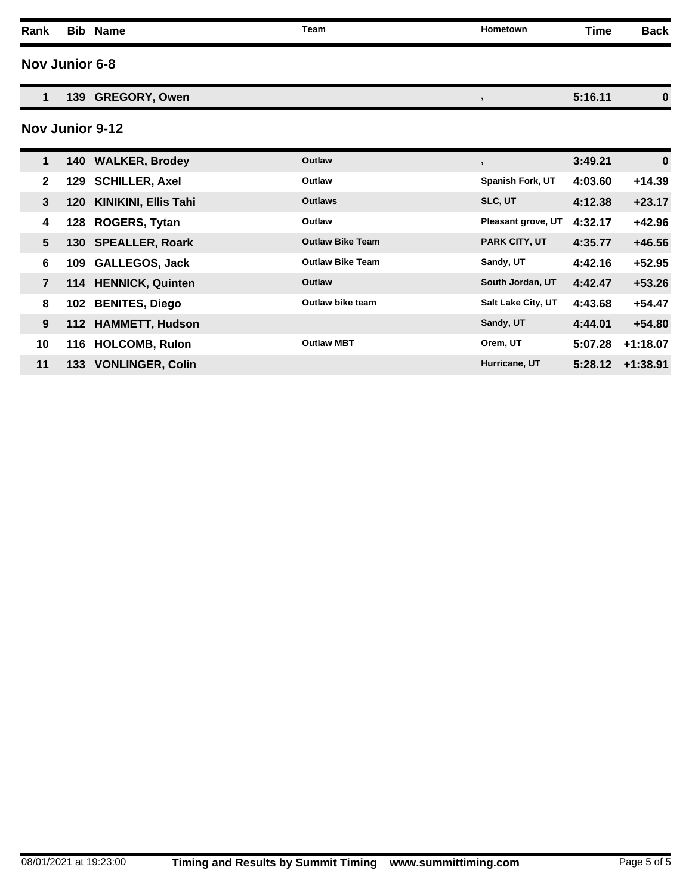| Rank | Bib | Name | Team | Hometown | Time | Back |
|---|---|---|---|---|---|---|

## Nov Junior 6-8

| Rank | Bib | Name | Team | Hometown | Time | Back |
|---|---|---|---|---|---|---|
| 1 | 139 | GREGORY, Owen | | , | 5:16.11 | 0 |

## Nov Junior 9-12

| Rank | Bib | Name | Team | Hometown | Time | Back |
|---|---|---|---|---|---|---|
| 1 | 140 | WALKER, Brodey | Outlaw | , | 3:49.21 | 0 |
| 2 | 129 | SCHILLER, Axel | Outlaw | Spanish Fork, UT | 4:03.60 | +14.39 |
| 3 | 120 | KINIKINI, Ellis Tahi | Outlaws | SLC, UT | 4:12.38 | +23.17 |
| 4 | 128 | ROGERS, Tytan | Outlaw | Pleasant grove, UT | 4:32.17 | +42.96 |
| 5 | 130 | SPEALLER, Roark | Outlaw Bike Team | PARK CITY, UT | 4:35.77 | +46.56 |
| 6 | 109 | GALLEGOS, Jack | Outlaw Bike Team | Sandy, UT | 4:42.16 | +52.95 |
| 7 | 114 | HENNICK, Quinten | Outlaw | South Jordan, UT | 4:42.47 | +53.26 |
| 8 | 102 | BENITES, Diego | Outlaw bike team | Salt Lake City, UT | 4:43.68 | +54.47 |
| 9 | 112 | HAMMETT, Hudson | | Sandy, UT | 4:44.01 | +54.80 |
| 10 | 116 | HOLCOMB, Rulon | Outlaw MBT | Orem, UT | 5:07.28 | +1:18.07 |
| 11 | 133 | VONLINGER, Colin | | Hurricane, UT | 5:28.12 | +1:38.91 |

08/01/2021 at 19:23:00 **Timing and Results by Summit Timing www.summittiming.com**